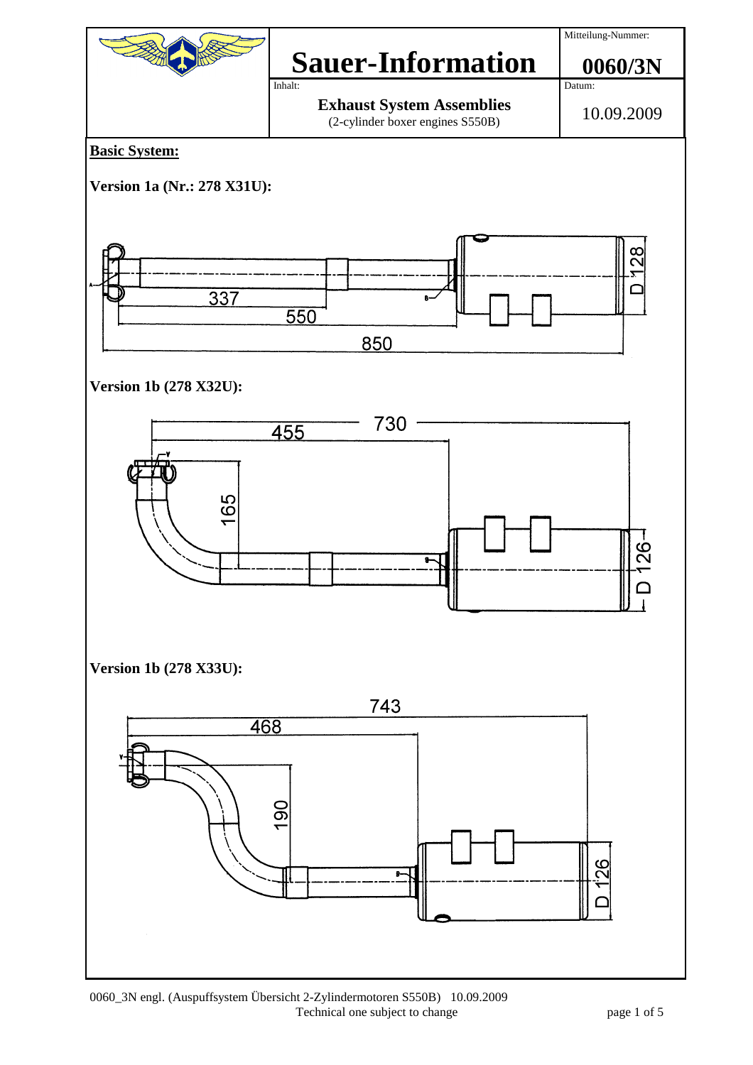# Sauer-Information

Mitteilung-Nummer: **0060/3N**

Inhalt:

**Exhaust System Assemblies**
(2-cylinder boxer engines S550B)

Datum: 10.09.2009

**Basic System:**

**Version 1a (Nr.: 278 X31U):**

337
550
850
D 128

**Version 1b (278 X32U):**

455
730
165
D 126

**Version 1b (278 X33U):**

743
468
190
D 126

0060_3N engl. (Auspuffsystem Übersicht 2-Zylindermotoren S550B) 10.09.2009
Technical one subject to change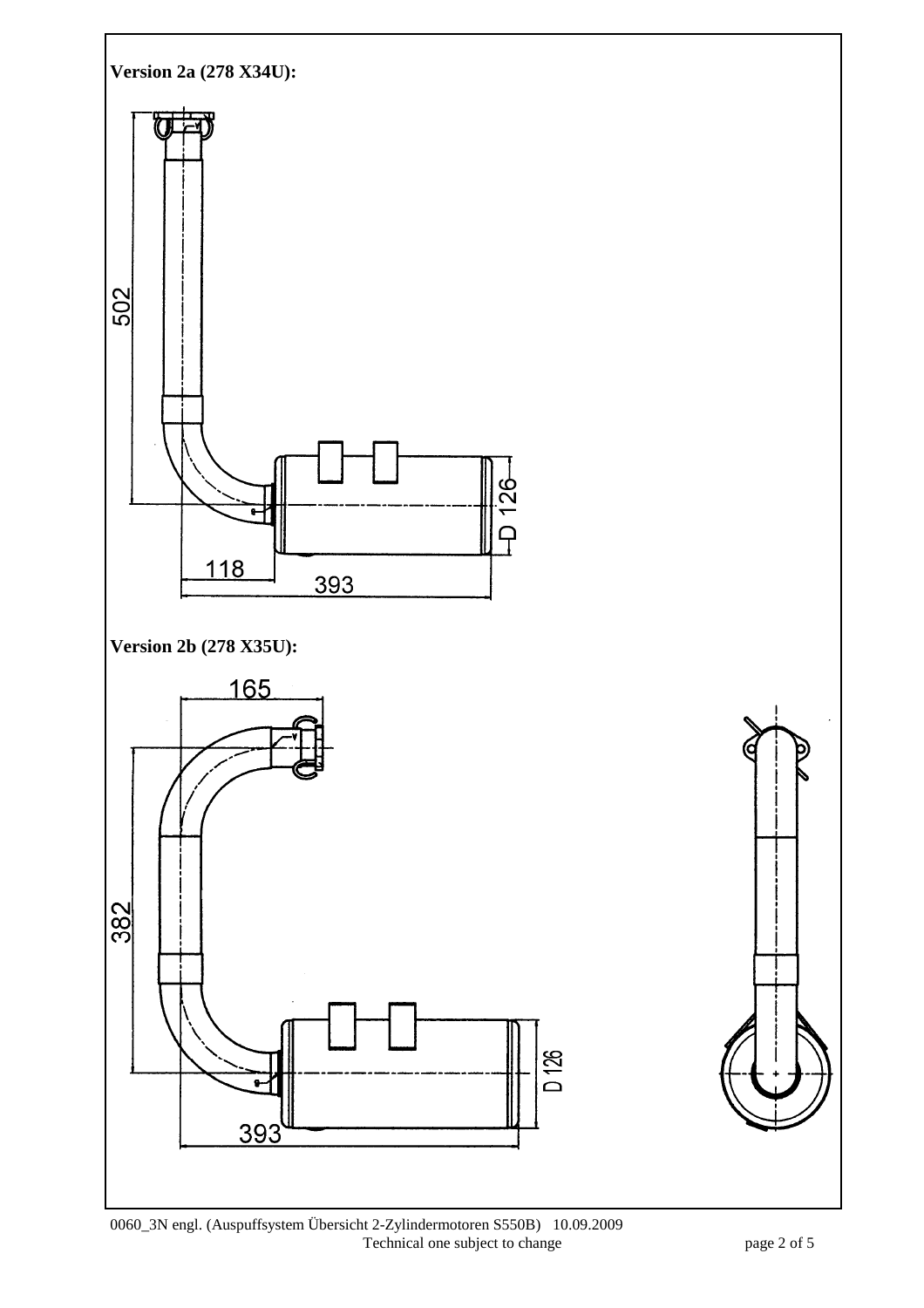**Version 2a (278 X34U):**

502

126

D 126

118

393

**Version 2b (278 X35U):**

165

382

D 126

393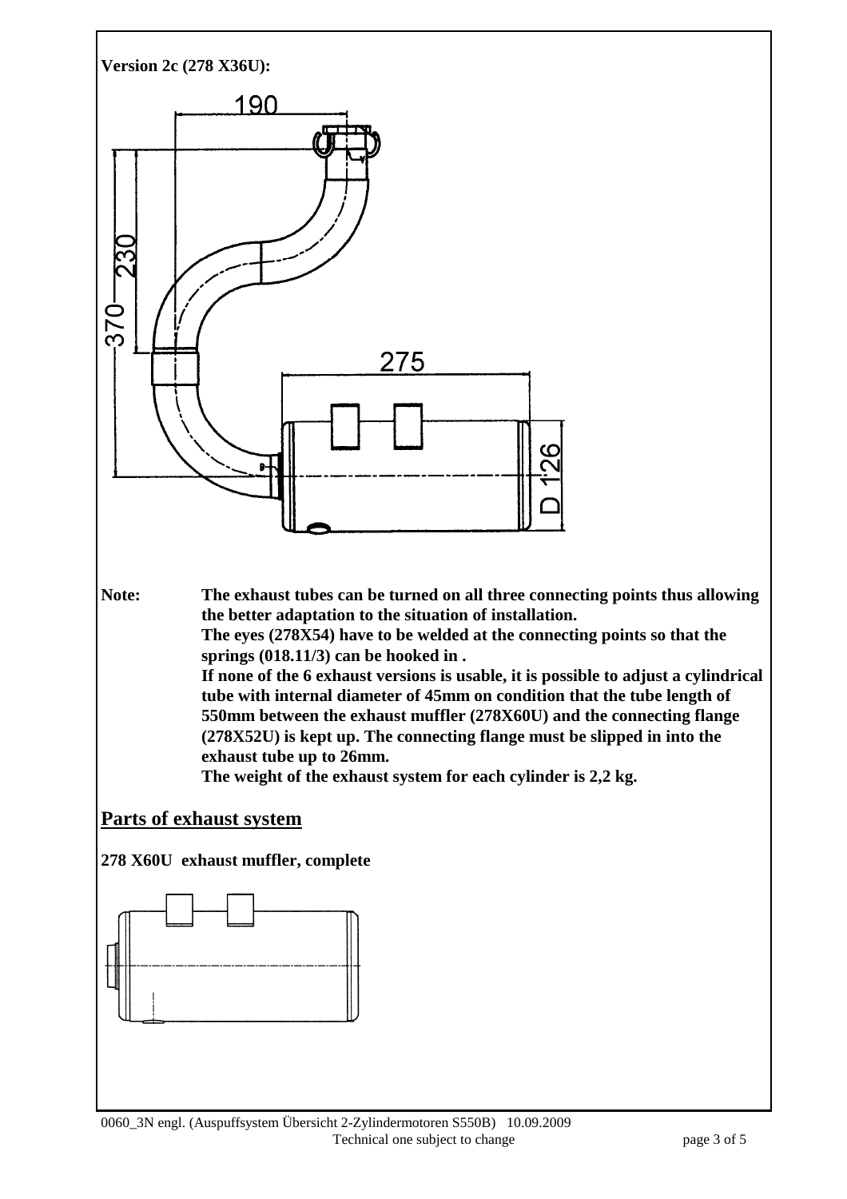**Version 2c (278 X36U):**

**Note:** **The exhaust tubes can be turned on all three connecting points thus allowing the better adaptation to the situation of installation.**
**The eyes (278X54) have to be welded at the connecting points so that the springs (018.11/3) can be hooked in .**
**If none of the 6 exhaust versions is usable, it is possible to adjust a cylindrical tube with internal diameter of 45mm on condition that the tube length of 550mm between the exhaust muffler (278X60U) and the connecting flange (278X52U) is kept up. The connecting flange must be slipped in into the exhaust tube up to 26mm.**
**The weight of the exhaust system for each cylinder is 2,2 kg.**

## Parts of exhaust system

**278 X60U exhaust muffler, complete**

0060_3N engl. (Auspuffsystem Übersicht 2-Zylindermotoren S550B) 10.09.2009
Technical one subject to change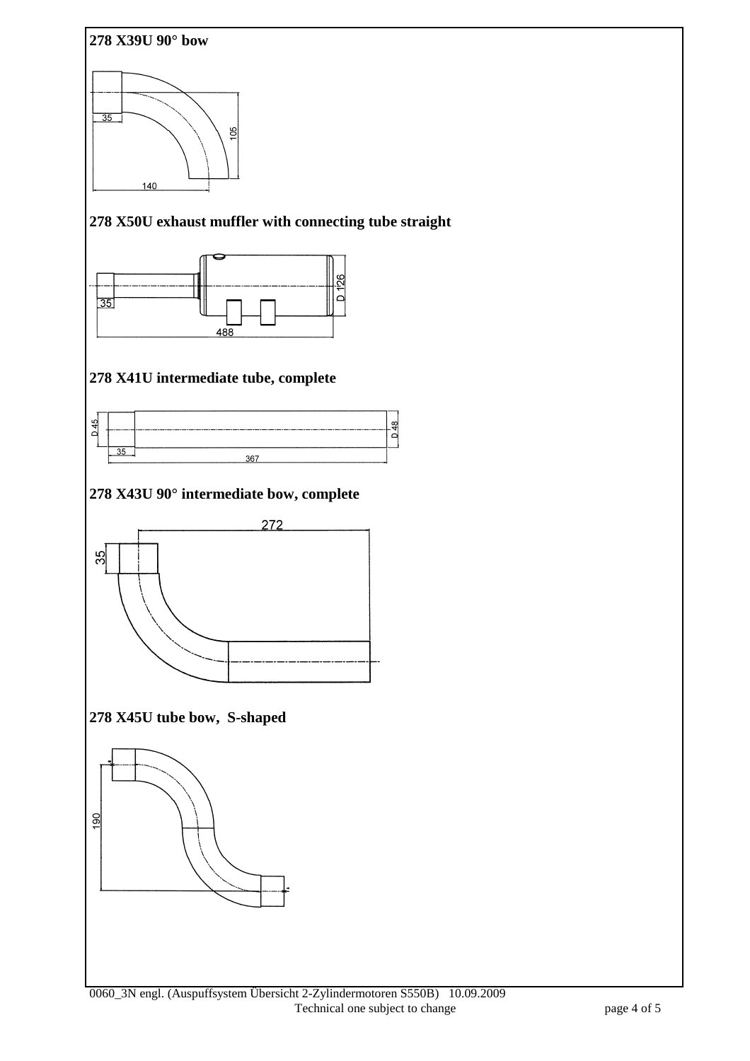**278 X39U 90° bow**

35

105

140

**278 X50U exhaust muffler with connecting tube straight**

35

D 126

488

**278 X41U intermediate tube, complete**

D 45

D 48

35

367

**278 X43U 90° intermediate bow, complete**

272

35

**278 X45U tube bow, S-shaped**

190

0060_3N engl. (Auspuffsystem Übersicht 2-Zylindermotoren S550B) 10.09.2009

Technical one subject to change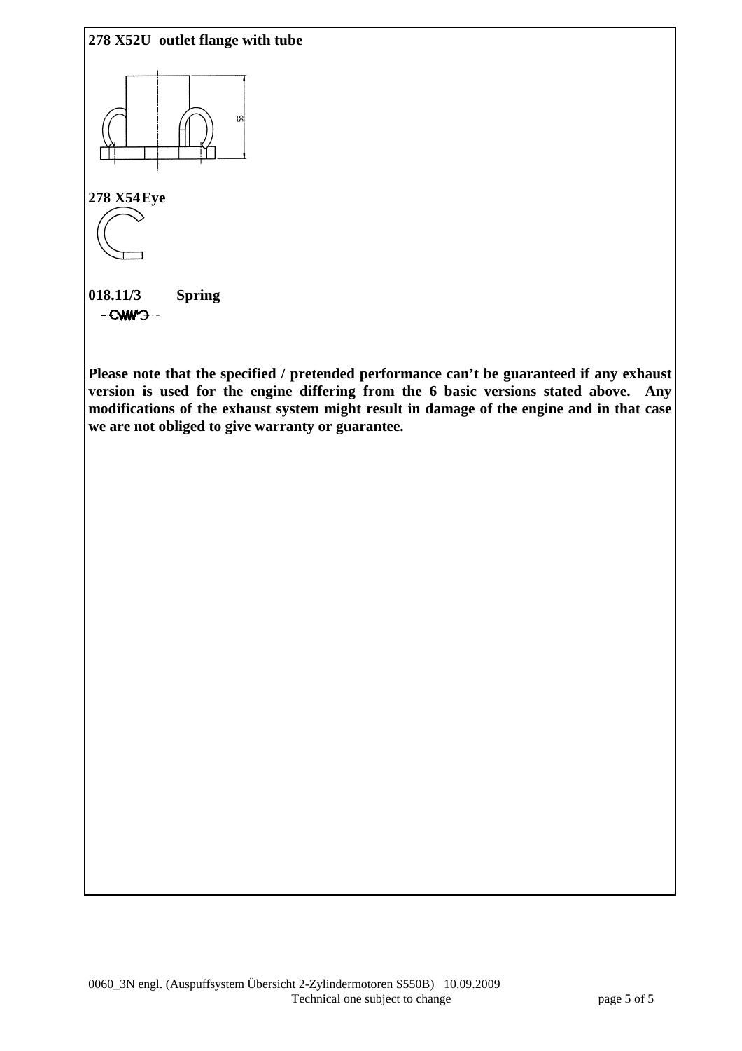**278 X52U outlet flange with tube**

55

**278 X54Eye**

**018.11/3 Spring**

**Please note that the specified / pretended performance can't be guaranteed if any exhaust version is used for the engine differing from the 6 basic versions stated above. Any modifications of the exhaust system might result in damage of the engine and in that case we are not obliged to give warranty or guarantee.**